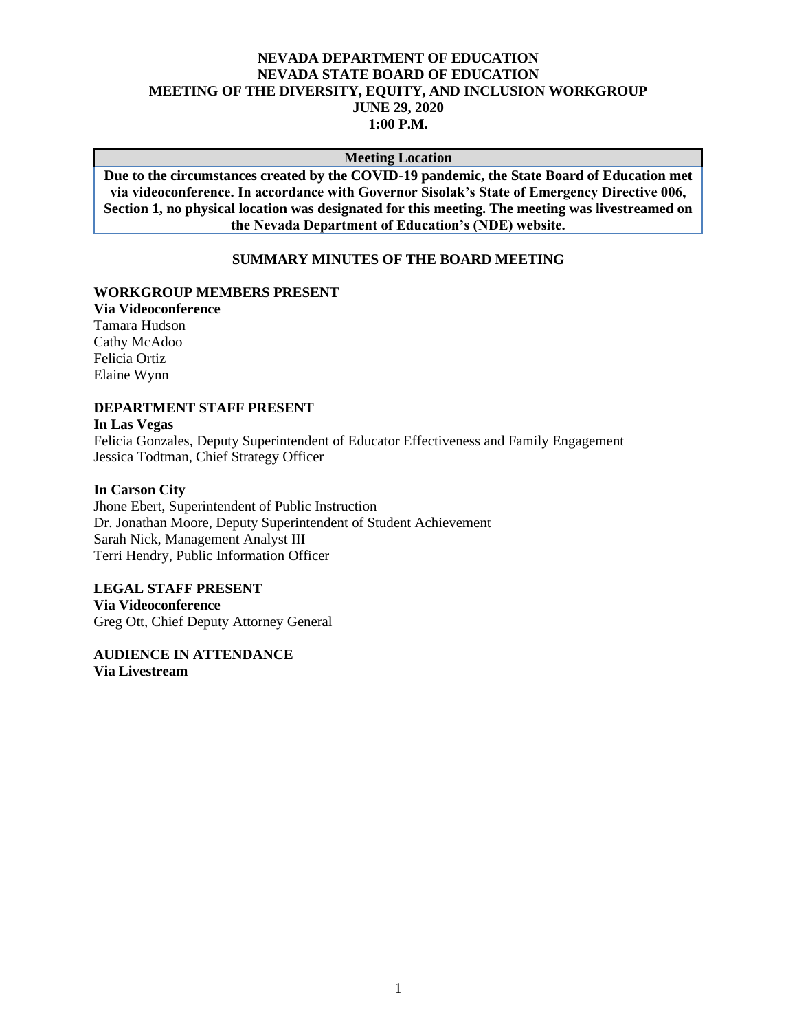# NEVADA DEPARTMENT OF EDUCATION
# NEVADA STATE BOARD OF EDUCATION
# MEETING OF THE DIVERSITY, EQUITY, AND INCLUSION WORKGROUP
# JUNE 29, 2020
# 1:00 P.M.

| Meeting Location |
| --- |
| **Due to the circumstances created by the COVID-19 pandemic, the State Board of Education met via videoconference. In accordance with Governor Sisolak's State of Emergency Directive 006, Section 1, no physical location was designated for this meeting. The meeting was livestreamed on the Nevada Department of Education's (NDE) website.** |

## SUMMARY MINUTES OF THE BOARD MEETING

**WORKGROUP MEMBERS PRESENT**
**Via Videoconference**
Tamara Hudson
Cathy McAdoo
Felicia Ortiz
Elaine Wynn

**DEPARTMENT STAFF PRESENT**
**In Las Vegas**
Felicia Gonzales, Deputy Superintendent of Educator Effectiveness and Family Engagement
Jessica Todtman, Chief Strategy Officer

**In Carson City**
Jhone Ebert, Superintendent of Public Instruction
Dr. Jonathan Moore, Deputy Superintendent of Student Achievement
Sarah Nick, Management Analyst III
Terri Hendry, Public Information Officer

**LEGAL STAFF PRESENT**
**Via Videoconference**
Greg Ott, Chief Deputy Attorney General

**AUDIENCE IN ATTENDANCE**
**Via Livestream**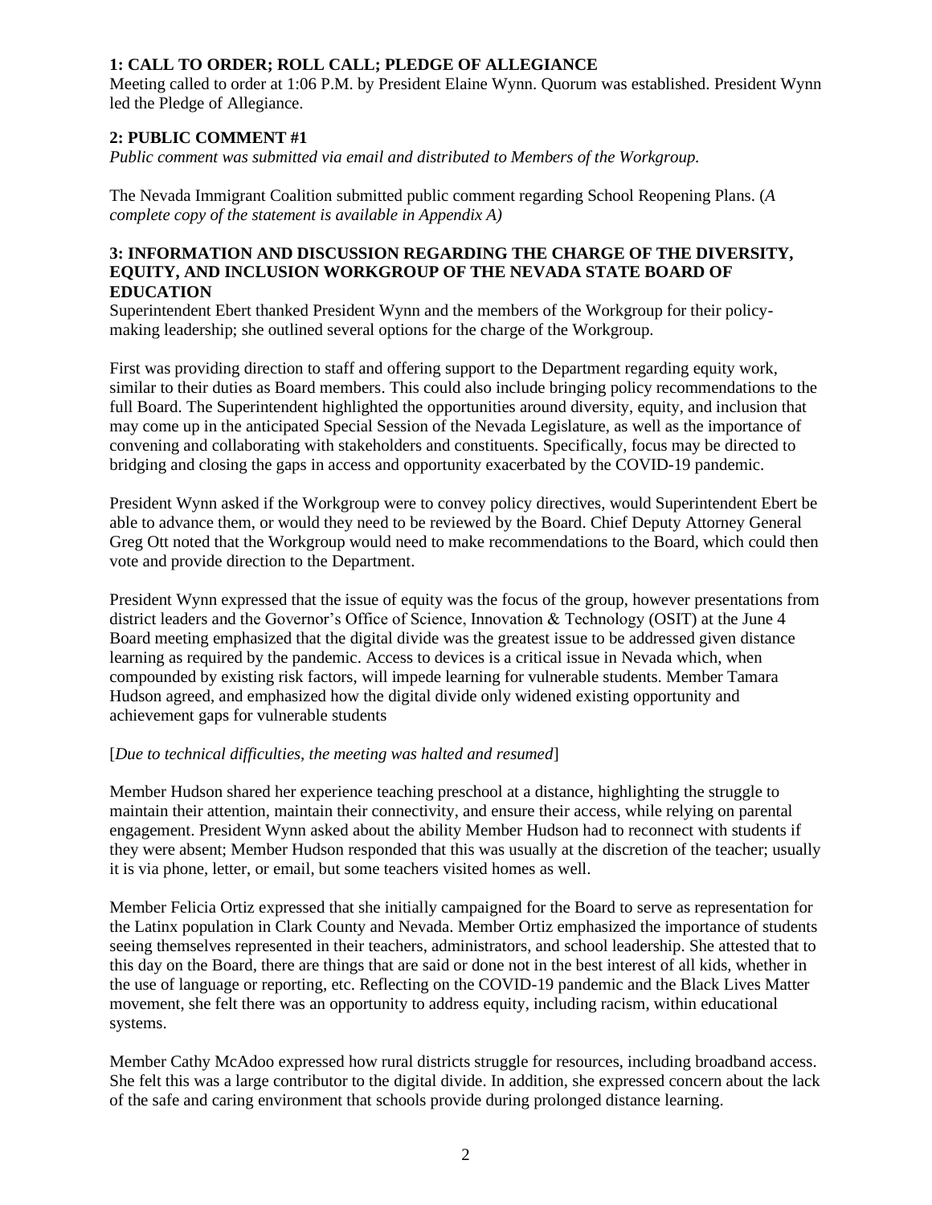## 1: CALL TO ORDER; ROLL CALL; PLEDGE OF ALLEGIANCE

Meeting called to order at 1:06 P.M. by President Elaine Wynn. Quorum was established. President Wynn led the Pledge of Allegiance.

## 2: PUBLIC COMMENT #1

*Public comment was submitted via email and distributed to Members of the Workgroup.*

The Nevada Immigrant Coalition submitted public comment regarding School Reopening Plans. (*A complete copy of the statement is available in Appendix A)*

## 3: INFORMATION AND DISCUSSION REGARDING THE CHARGE OF THE DIVERSITY, EQUITY, AND INCLUSION WORKGROUP OF THE NEVADA STATE BOARD OF EDUCATION

Superintendent Ebert thanked President Wynn and the members of the Workgroup for their policy-making leadership; she outlined several options for the charge of the Workgroup.

First was providing direction to staff and offering support to the Department regarding equity work, similar to their duties as Board members. This could also include bringing policy recommendations to the full Board. The Superintendent highlighted the opportunities around diversity, equity, and inclusion that may come up in the anticipated Special Session of the Nevada Legislature, as well as the importance of convening and collaborating with stakeholders and constituents. Specifically, focus may be directed to bridging and closing the gaps in access and opportunity exacerbated by the COVID-19 pandemic.

President Wynn asked if the Workgroup were to convey policy directives, would Superintendent Ebert be able to advance them, or would they need to be reviewed by the Board. Chief Deputy Attorney General Greg Ott noted that the Workgroup would need to make recommendations to the Board, which could then vote and provide direction to the Department.

President Wynn expressed that the issue of equity was the focus of the group, however presentations from district leaders and the Governor's Office of Science, Innovation & Technology (OSIT) at the June 4 Board meeting emphasized that the digital divide was the greatest issue to be addressed given distance learning as required by the pandemic. Access to devices is a critical issue in Nevada which, when compounded by existing risk factors, will impede learning for vulnerable students. Member Tamara Hudson agreed, and emphasized how the digital divide only widened existing opportunity and achievement gaps for vulnerable students

[*Due to technical difficulties, the meeting was halted and resumed*]

Member Hudson shared her experience teaching preschool at a distance, highlighting the struggle to maintain their attention, maintain their connectivity, and ensure their access, while relying on parental engagement. President Wynn asked about the ability Member Hudson had to reconnect with students if they were absent; Member Hudson responded that this was usually at the discretion of the teacher; usually it is via phone, letter, or email, but some teachers visited homes as well.

Member Felicia Ortiz expressed that she initially campaigned for the Board to serve as representation for the Latinx population in Clark County and Nevada. Member Ortiz emphasized the importance of students seeing themselves represented in their teachers, administrators, and school leadership. She attested that to this day on the Board, there are things that are said or done not in the best interest of all kids, whether in the use of language or reporting, etc. Reflecting on the COVID-19 pandemic and the Black Lives Matter movement, she felt there was an opportunity to address equity, including racism, within educational systems.

Member Cathy McAdoo expressed how rural districts struggle for resources, including broadband access. She felt this was a large contributor to the digital divide. In addition, she expressed concern about the lack of the safe and caring environment that schools provide during prolonged distance learning.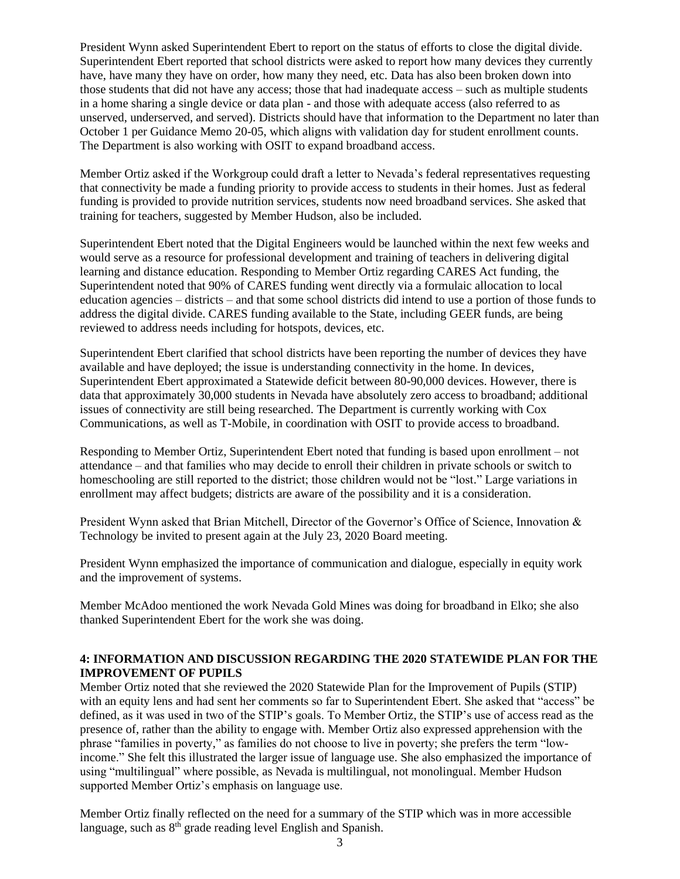President Wynn asked Superintendent Ebert to report on the status of efforts to close the digital divide. Superintendent Ebert reported that school districts were asked to report how many devices they currently have, have many they have on order, how many they need, etc. Data has also been broken down into those students that did not have any access; those that had inadequate access – such as multiple students in a home sharing a single device or data plan - and those with adequate access (also referred to as unserved, underserved, and served). Districts should have that information to the Department no later than October 1 per Guidance Memo 20-05, which aligns with validation day for student enrollment counts. The Department is also working with OSIT to expand broadband access.

Member Ortiz asked if the Workgroup could draft a letter to Nevada's federal representatives requesting that connectivity be made a funding priority to provide access to students in their homes. Just as federal funding is provided to provide nutrition services, students now need broadband services. She asked that training for teachers, suggested by Member Hudson, also be included.

Superintendent Ebert noted that the Digital Engineers would be launched within the next few weeks and would serve as a resource for professional development and training of teachers in delivering digital learning and distance education. Responding to Member Ortiz regarding CARES Act funding, the Superintendent noted that 90% of CARES funding went directly via a formulaic allocation to local education agencies – districts – and that some school districts did intend to use a portion of those funds to address the digital divide. CARES funding available to the State, including GEER funds, are being reviewed to address needs including for hotspots, devices, etc.

Superintendent Ebert clarified that school districts have been reporting the number of devices they have available and have deployed; the issue is understanding connectivity in the home. In devices, Superintendent Ebert approximated a Statewide deficit between 80-90,000 devices. However, there is data that approximately 30,000 students in Nevada have absolutely zero access to broadband; additional issues of connectivity are still being researched. The Department is currently working with Cox Communications, as well as T-Mobile, in coordination with OSIT to provide access to broadband.

Responding to Member Ortiz, Superintendent Ebert noted that funding is based upon enrollment – not attendance – and that families who may decide to enroll their children in private schools or switch to homeschooling are still reported to the district; those children would not be "lost." Large variations in enrollment may affect budgets; districts are aware of the possibility and it is a consideration.

President Wynn asked that Brian Mitchell, Director of the Governor's Office of Science, Innovation & Technology be invited to present again at the July 23, 2020 Board meeting.

President Wynn emphasized the importance of communication and dialogue, especially in equity work and the improvement of systems.

Member McAdoo mentioned the work Nevada Gold Mines was doing for broadband in Elko; she also thanked Superintendent Ebert for the work she was doing.

**4: INFORMATION AND DISCUSSION REGARDING THE 2020 STATEWIDE PLAN FOR THE IMPROVEMENT OF PUPILS**

Member Ortiz noted that she reviewed the 2020 Statewide Plan for the Improvement of Pupils (STIP) with an equity lens and had sent her comments so far to Superintendent Ebert. She asked that "access" be defined, as it was used in two of the STIP's goals. To Member Ortiz, the STIP's use of access read as the presence of, rather than the ability to engage with. Member Ortiz also expressed apprehension with the phrase "families in poverty," as families do not choose to live in poverty; she prefers the term "low-income." She felt this illustrated the larger issue of language use. She also emphasized the importance of using "multilingual" where possible, as Nevada is multilingual, not monolingual. Member Hudson supported Member Ortiz's emphasis on language use.

Member Ortiz finally reflected on the need for a summary of the STIP which was in more accessible language, such as 8th grade reading level English and Spanish.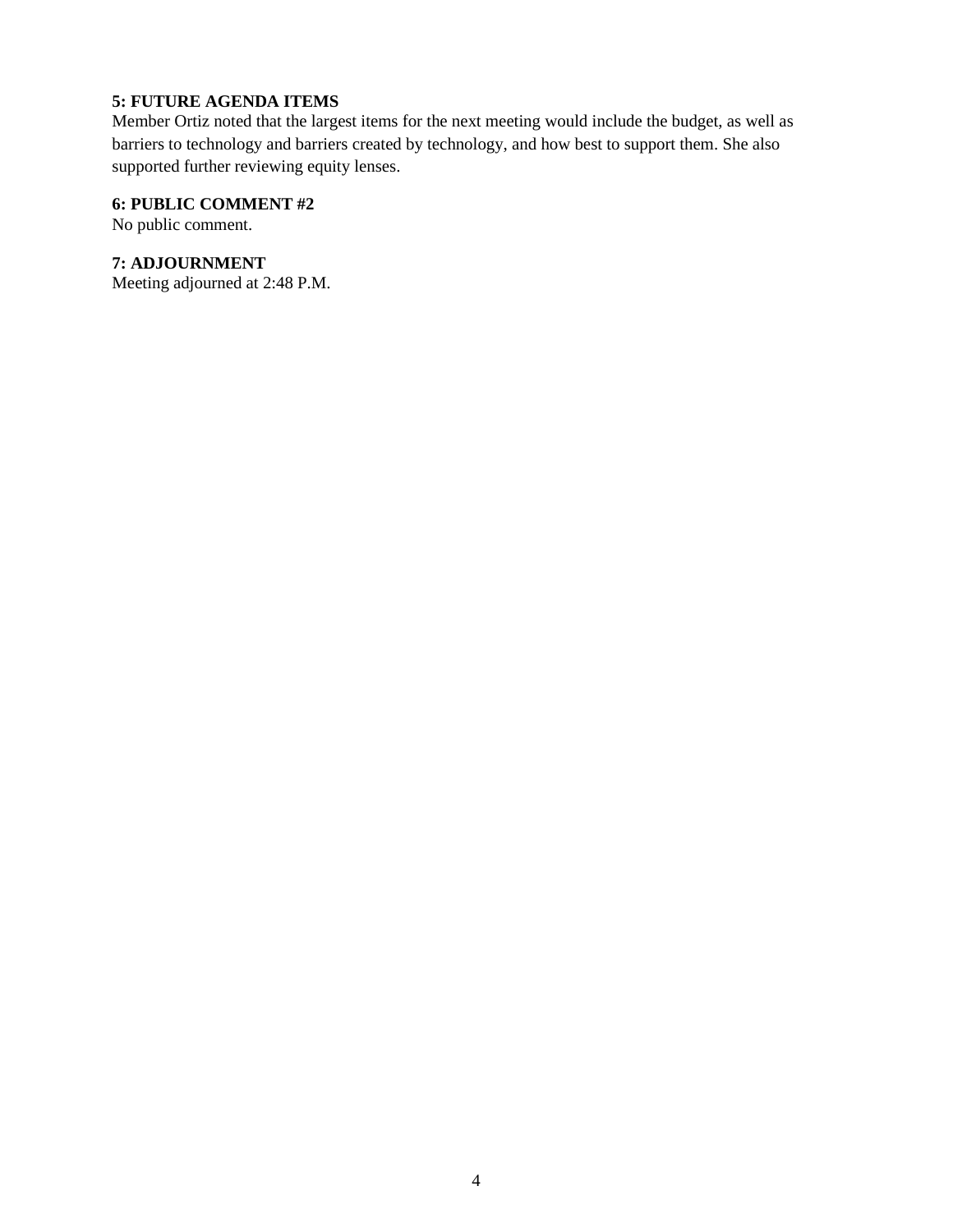**5: FUTURE AGENDA ITEMS**

Member Ortiz noted that the largest items for the next meeting would include the budget, as well as barriers to technology and barriers created by technology, and how best to support them. She also supported further reviewing equity lenses.

**6: PUBLIC COMMENT #2**

No public comment.

**7: ADJOURNMENT**

Meeting adjourned at 2:48 P.M.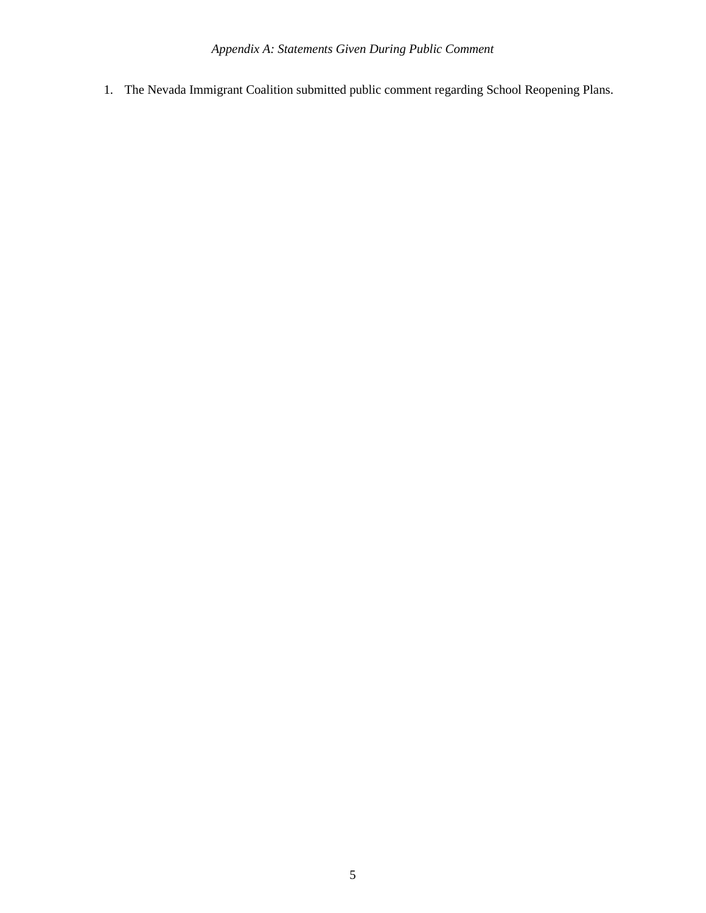*Appendix A: Statements Given During Public Comment*

1. The Nevada Immigrant Coalition submitted public comment regarding School Reopening Plans.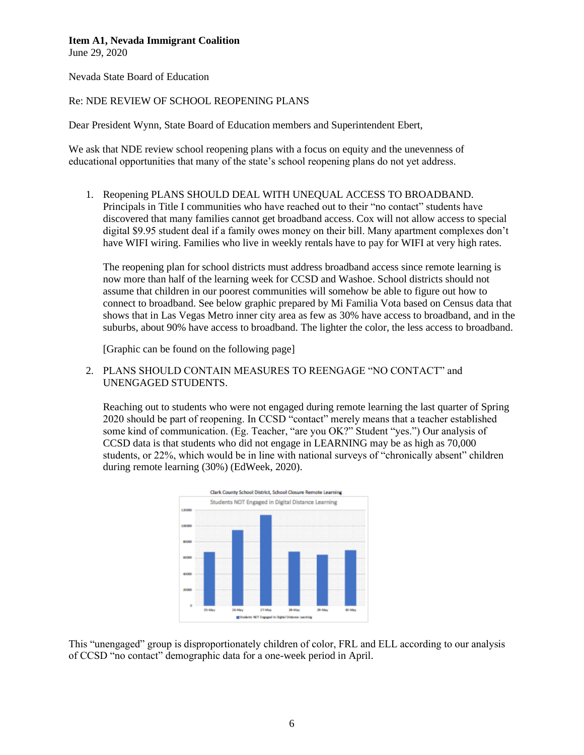**Item A1, Nevada Immigrant Coalition**
June 29, 2020

Nevada State Board of Education

Re: NDE REVIEW OF SCHOOL REOPENING PLANS

Dear President Wynn, State Board of Education members and Superintendent Ebert,

We ask that NDE review school reopening plans with a focus on equity and the unevenness of educational opportunities that many of the state's school reopening plans do not yet address.

1. Reopening PLANS SHOULD DEAL WITH UNEQUAL ACCESS TO BROADBAND. Principals in Title I communities who have reached out to their "no contact" students have discovered that many families cannot get broadband access. Cox will not allow access to special digital $9.95 student deal if a family owes money on their bill. Many apartment complexes don't have WIFI wiring. Families who live in weekly rentals have to pay for WIFI at very high rates.

   The reopening plan for school districts must address broadband access since remote learning is now more than half of the learning week for CCSD and Washoe. School districts should not assume that children in our poorest communities will somehow be able to figure out how to connect to broadband. See below graphic prepared by Mi Familia Vota based on Census data that shows that in Las Vegas Metro inner city area as few as 30% have access to broadband, and in the suburbs, about 90% have access to broadband. The lighter the color, the less access to broadband.

   [Graphic can be found on the following page]

2. PLANS SHOULD CONTAIN MEASURES TO REENGAGE "NO CONTACT" and UNENGAGED STUDENTS.

   Reaching out to students who were not engaged during remote learning the last quarter of Spring 2020 should be part of reopening. In CCSD "contact" merely means that a teacher established some kind of communication. (Eg. Teacher, "are you OK?" Student "yes.") Our analysis of CCSD data is that students who did not engage in LEARNING may be as high as 70,000 students, or 22%, which would be in line with national surveys of "chronically absent" children during remote learning (30%) (EdWeek, 2020).

   Clark County School District, School Closure Remote Learning

   Students NOT Engaged in Digital Distance Learning

   | Date | Students NOT Engaged in Digital Distance Learning |
   |---|---|
   | 25-May | ~67000 |
   | 26-May | ~95000 |
   | 27-May | ~114000 |
   | 28-May | ~68000 |
   | 29-May | ~64000 |
   | 30-May | ~69000 |

This "unengaged" group is disproportionately children of color, FRL and ELL according to our analysis of CCSD "no contact" demographic data for a one-week period in April.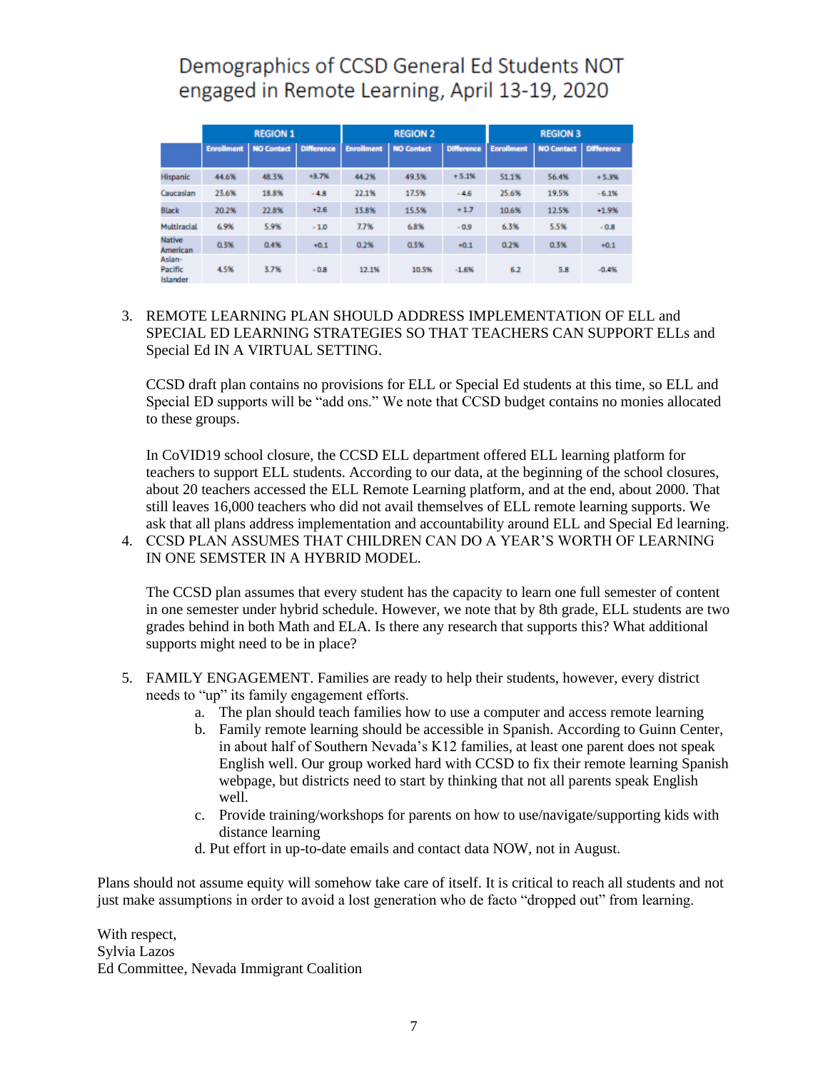## Demographics of CCSD General Ed Students NOT engaged in Remote Learning, April 13-19, 2020

| | REGION 1 | | | REGION 2 | | | REGION 3 | | |
|---|---|---|---|---|---|---|---|---|---|
| | Enrollment | NO Contact | Difference | Enrollment | NO Contact | Difference | Enrollment | NO Contact | Difference |
| Hispanic | 44.6% | 48.3% | +3.7% | 44.2% | 49.3% | + 5.1% | 51.1% | 56.4% | + 5.3% |
| Caucasian | 23.6% | 18.8% | - 4.8 | 22.1% | 17.5% | - 4.6 | 25.6% | 19.5% | - 6.1% |
| Black | 20.2% | 22.8% | +2.6 | 13.8% | 15.5% | + 1.7 | 10.6% | 12.5% | +1.9% |
| Multiracial | 6.9% | 5.9% | - 1.0 | 7.7% | 6.8% | - 0.9 | 6.3% | 5.5% | - 0.8 |
| Native American | 0.3% | 0.4% | +0.1 | 0.2% | 0.3% | +0.1 | 0.2% | 0.3% | +0.1 |
| Asian-Pacific Islander | 4.5% | 3.7% | - 0.8 | 12.1% | 10.5% | -1.6% | 6.2 | 5.8 | -0.4% |

3. REMOTE LEARNING PLAN SHOULD ADDRESS IMPLEMENTATION OF ELL and SPECIAL ED LEARNING STRATEGIES SO THAT TEACHERS CAN SUPPORT ELLs and Special Ed IN A VIRTUAL SETTING.

   CCSD draft plan contains no provisions for ELL or Special Ed students at this time, so ELL and Special ED supports will be "add ons." We note that CCSD budget contains no monies allocated to these groups.

   In CoVID19 school closure, the CCSD ELL department offered ELL learning platform for teachers to support ELL students. According to our data, at the beginning of the school closures, about 20 teachers accessed the ELL Remote Learning platform, and at the end, about 2000. That still leaves 16,000 teachers who did not avail themselves of ELL remote learning supports. We ask that all plans address implementation and accountability around ELL and Special Ed learning.

4. CCSD PLAN ASSUMES THAT CHILDREN CAN DO A YEAR'S WORTH OF LEARNING IN ONE SEMSTER IN A HYBRID MODEL.

   The CCSD plan assumes that every student has the capacity to learn one full semester of content in one semester under hybrid schedule. However, we note that by 8th grade, ELL students are two grades behind in both Math and ELA. Is there any research that supports this? What additional supports might need to be in place?

5. FAMILY ENGAGEMENT. Families are ready to help their students, however, every district needs to "up" its family engagement efforts.
   a. The plan should teach families how to use a computer and access remote learning
   b. Family remote learning should be accessible in Spanish. According to Guinn Center, in about half of Southern Nevada's K12 families, at least one parent does not speak English well. Our group worked hard with CCSD to fix their remote learning Spanish webpage, but districts need to start by thinking that not all parents speak English well.
   c. Provide training/workshops for parents on how to use/navigate/supporting kids with distance learning
   d. Put effort in up-to-date emails and contact data NOW, not in August.

Plans should not assume equity will somehow take care of itself. It is critical to reach all students and not just make assumptions in order to avoid a lost generation who de facto "dropped out" from learning.

With respect,
Sylvia Lazos
Ed Committee, Nevada Immigrant Coalition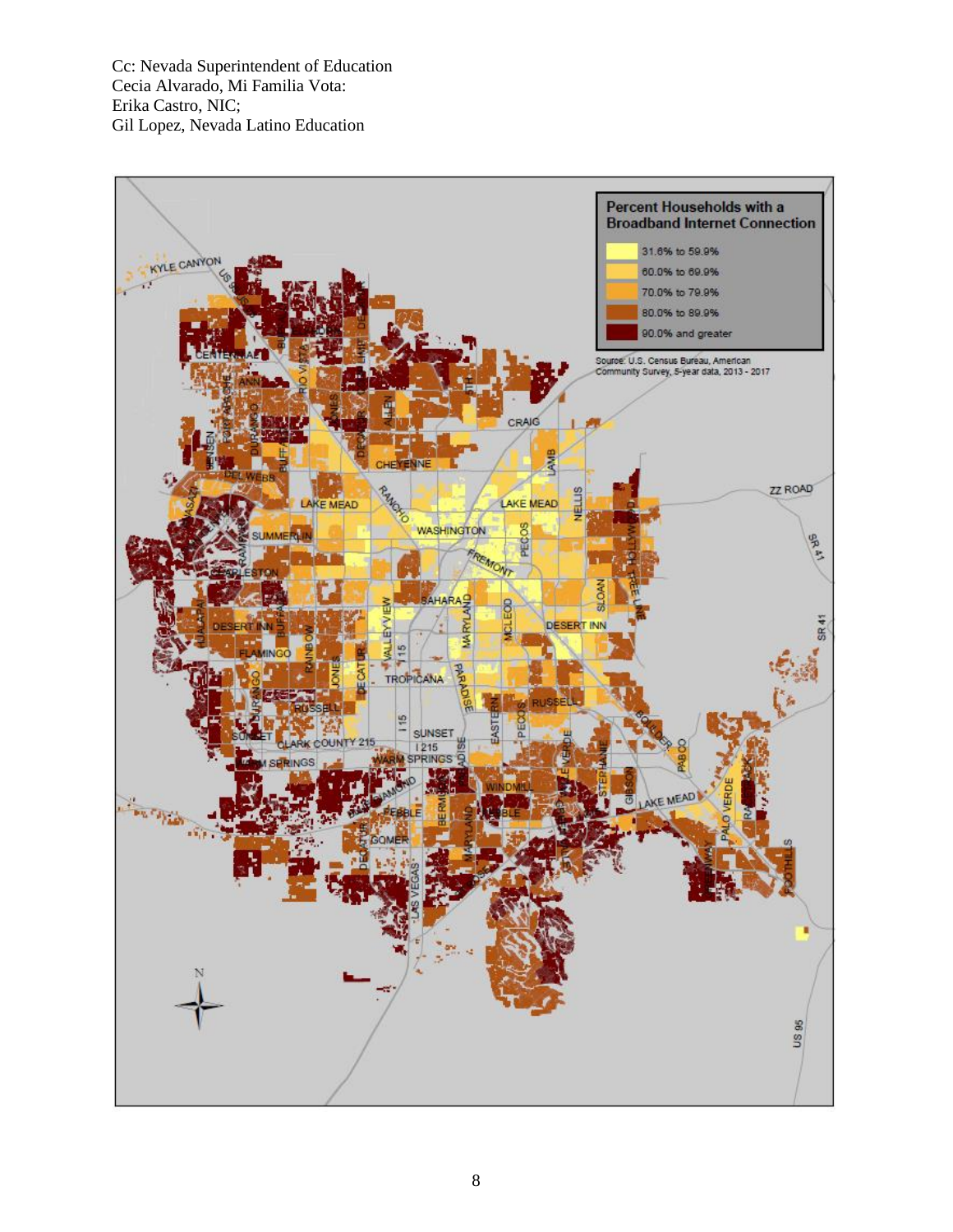Cc: Nevada Superintendent of Education
Cecia Alvarado, Mi Familia Vota:
Erika Castro, NIC;
Gil Lopez, Nevada Latino Education

**Percent Households with a Broadband Internet Connection**

31.6% to 59.9%
60.0% to 69.9%
70.0% to 79.9%
80.0% to 89.9%
90.0% and greater

Source: U.S. Census Bureau, American Community Survey, 5-year data, 2013 - 2017